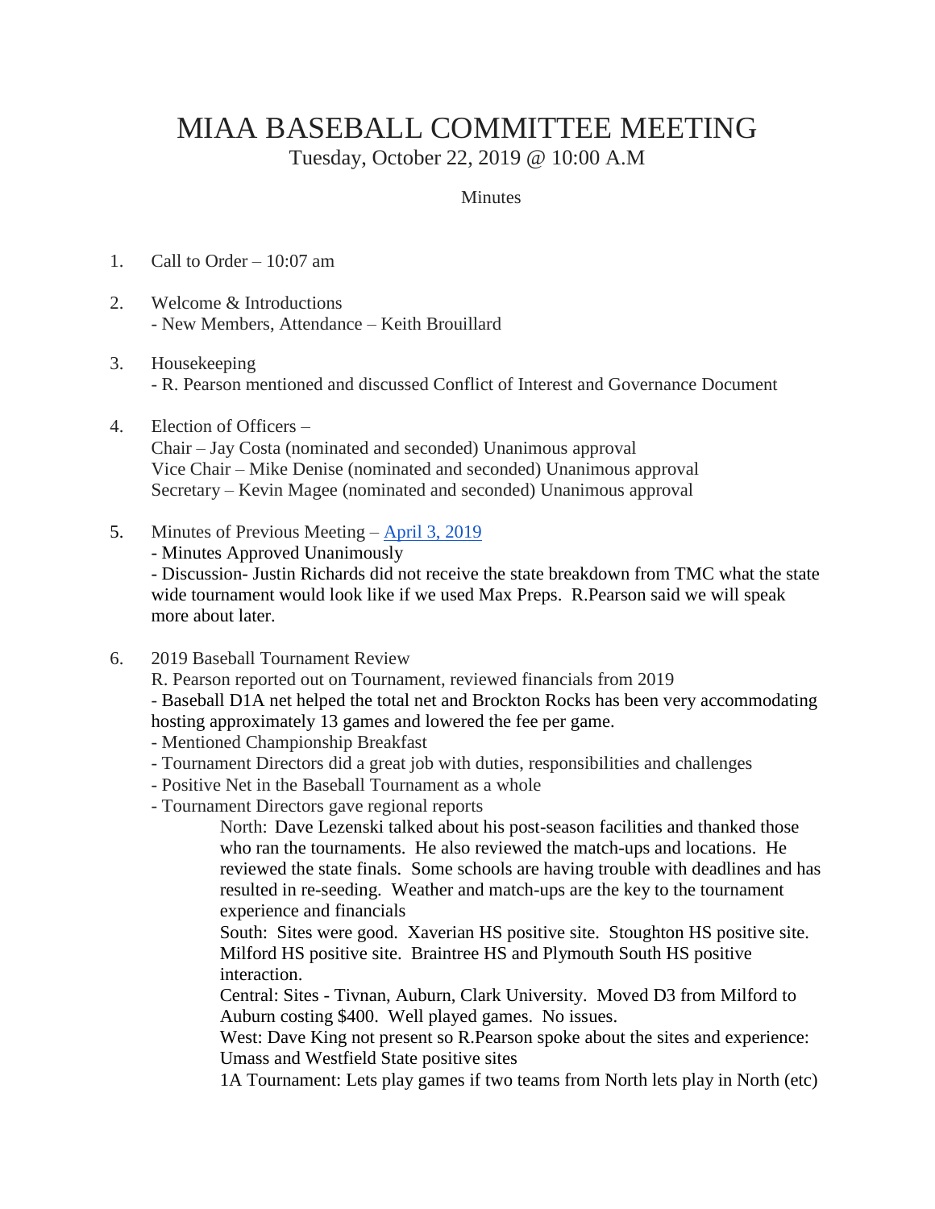# MIAA BASEBALL COMMITTEE MEETING

Tuesday, October 22, 2019 @ 10:00 A.M

Minutes

1. Call to Order – 10:07 am

2. Welcome & Introductions
   - New Members, Attendance – Keith Brouillard

3. Housekeeping
   - R. Pearson mentioned and discussed Conflict of Interest and Governance Document

4. Election of Officers –
   Chair – Jay Costa (nominated and seconded) Unanimous approval
   Vice Chair – Mike Denise (nominated and seconded) Unanimous approval
   Secretary – Kevin Magee (nominated and seconded) Unanimous approval

5. Minutes of Previous Meeting – [April 3, 2019]
   - Minutes Approved Unanimously
   - Discussion- Justin Richards did not receive the state breakdown from TMC what the state wide tournament would look like if we used Max Preps. R.Pearson said we will speak more about later.

6. 2019 Baseball Tournament Review
   R. Pearson reported out on Tournament, reviewed financials from 2019
   - Baseball D1A net helped the total net and Brockton Rocks has been very accommodating hosting approximately 13 games and lowered the fee per game.
   - Mentioned Championship Breakfast
   - Tournament Directors did a great job with duties, responsibilities and challenges
   - Positive Net in the Baseball Tournament as a whole
   - Tournament Directors gave regional reports

   North: Dave Lezenski talked about his post-season facilities and thanked those who ran the tournaments. He also reviewed the match-ups and locations. He reviewed the state finals. Some schools are having trouble with deadlines and has resulted in re-seeding. Weather and match-ups are the key to the tournament experience and financials

   South: Sites were good. Xaverian HS positive site. Stoughton HS positive site. Milford HS positive site. Braintree HS and Plymouth South HS positive interaction.

   Central: Sites - Tivnan, Auburn, Clark University. Moved D3 from Milford to Auburn costing $400. Well played games. No issues.

   West: Dave King not present so R.Pearson spoke about the sites and experience: Umass and Westfield State positive sites

   1A Tournament: Lets play games if two teams from North lets play in North (etc)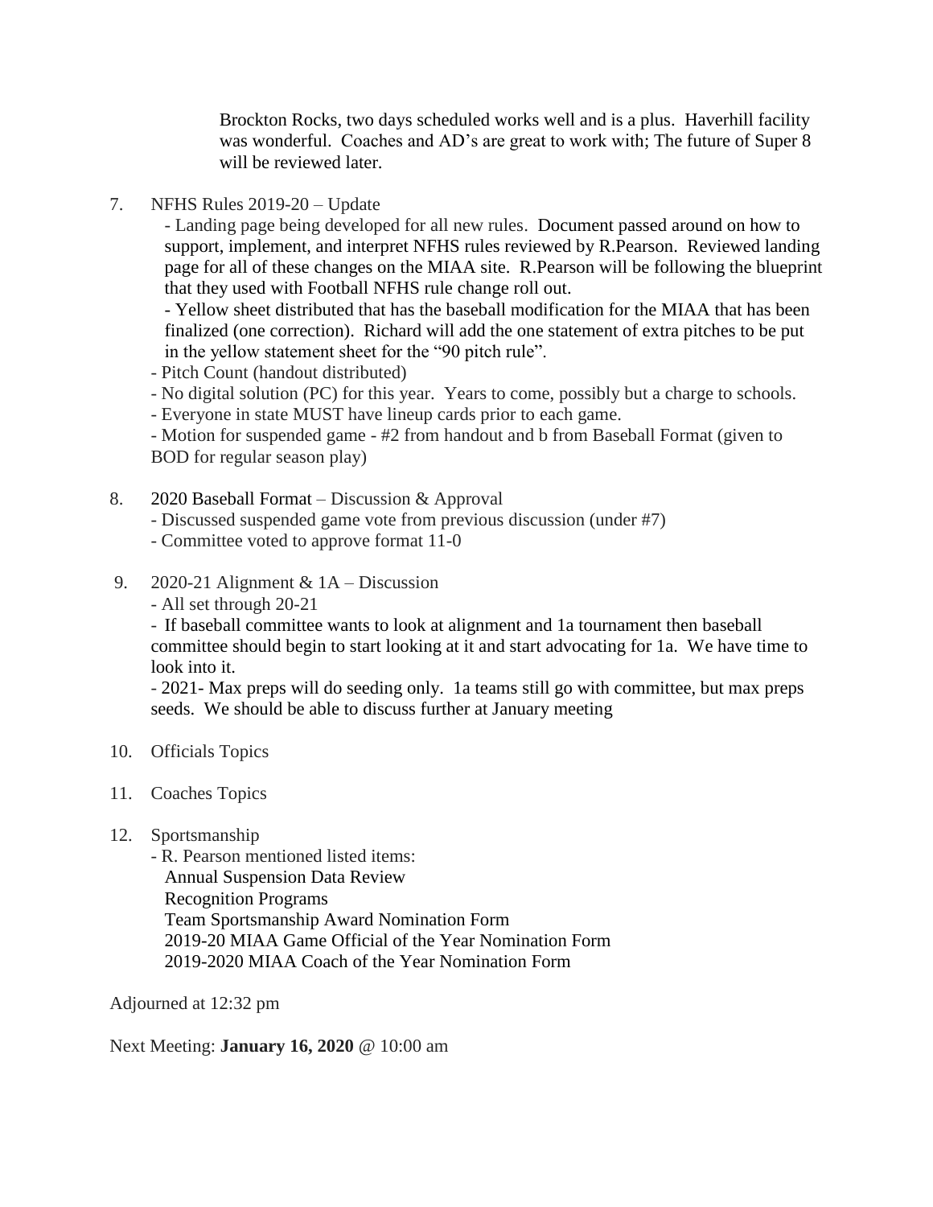Brockton Rocks, two days scheduled works well and is a plus. Haverhill facility was wonderful. Coaches and AD's are great to work with; The future of Super 8 will be reviewed later.

7. NFHS Rules 2019-20 – Update
   - Landing page being developed for all new rules. Document passed around on how to support, implement, and interpret NFHS rules reviewed by R.Pearson. Reviewed landing page for all of these changes on the MIAA site. R.Pearson will be following the blueprint that they used with Football NFHS rule change roll out.
   - Yellow sheet distributed that has the baseball modification for the MIAA that has been finalized (one correction). Richard will add the one statement of extra pitches to be put in the yellow statement sheet for the "90 pitch rule".
   - Pitch Count (handout distributed)
   - No digital solution (PC) for this year. Years to come, possibly but a charge to schools.
   - Everyone in state MUST have lineup cards prior to each game.
   - Motion for suspended game - #2 from handout and b from Baseball Format (given to BOD for regular season play)

8. 2020 Baseball Format – Discussion & Approval
   - Discussed suspended game vote from previous discussion (under #7)
   - Committee voted to approve format 11-0

9. 2020-21 Alignment & 1A – Discussion
   - All set through 20-21
   - If baseball committee wants to look at alignment and 1a tournament then baseball committee should begin to start looking at it and start advocating for 1a. We have time to look into it.
   - 2021- Max preps will do seeding only. 1a teams still go with committee, but max preps seeds. We should be able to discuss further at January meeting

10. Officials Topics

11. Coaches Topics

12. Sportsmanship
    - R. Pearson mentioned listed items:
      Annual Suspension Data Review
      Recognition Programs
      Team Sportsmanship Award Nomination Form
      2019-20 MIAA Game Official of the Year Nomination Form
      2019-2020 MIAA Coach of the Year Nomination Form

Adjourned at 12:32 pm

Next Meeting: **January 16, 2020** @ 10:00 am